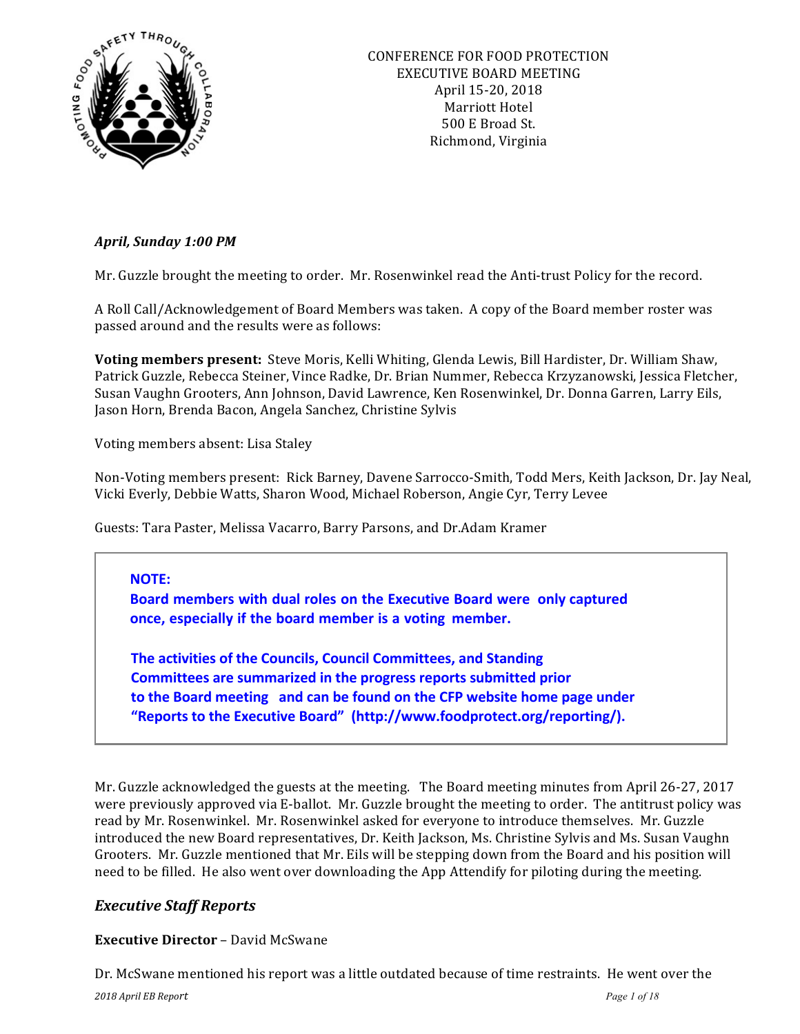CONFERENCE FOR FOOD PROTECTION
EXECUTIVE BOARD MEETING
April 15-20, 2018
Marriott Hotel
500 E Broad St.
Richmond, Virginia

***April, Sunday 1:00 PM***

Mr. Guzzle brought the meeting to order. Mr. Rosenwinkel read the Anti-trust Policy for the record.

A Roll Call/Acknowledgement of Board Members was taken. A copy of the Board member roster was passed around and the results were as follows:

**Voting members present:** Steve Moris, Kelli Whiting, Glenda Lewis, Bill Hardister, Dr. William Shaw, Patrick Guzzle, Rebecca Steiner, Vince Radke, Dr. Brian Nummer, Rebecca Krzyzanowski, Jessica Fletcher, Susan Vaughn Grooters, Ann Johnson, David Lawrence, Ken Rosenwinkel, Dr. Donna Garren, Larry Eils, Jason Horn, Brenda Bacon, Angela Sanchez, Christine Sylvis

Voting members absent: Lisa Staley

Non-Voting members present: Rick Barney, Davene Sarrocco-Smith, Todd Mers, Keith Jackson, Dr. Jay Neal, Vicki Everly, Debbie Watts, Sharon Wood, Michael Roberson, Angie Cyr, Terry Levee

Guests: Tara Paster, Melissa Vacarro, Barry Parsons, and Dr.Adam Kramer

> **NOTE:**
> **Board members with dual roles on the Executive Board were only captured once, especially if the board member is a voting member.**
>
> **The activities of the Councils, Council Committees, and Standing Committees are summarized in the progress reports submitted prior to the Board meeting and can be found on the CFP website home page under "Reports to the Executive Board" (http://www.foodprotect.org/reporting/).**

Mr. Guzzle acknowledged the guests at the meeting. The Board meeting minutes from April 26-27, 2017 were previously approved via E-ballot. Mr. Guzzle brought the meeting to order. The antitrust policy was read by Mr. Rosenwinkel. Mr. Rosenwinkel asked for everyone to introduce themselves. Mr. Guzzle introduced the new Board representatives, Dr. Keith Jackson, Ms. Christine Sylvis and Ms. Susan Vaughn Grooters. Mr. Guzzle mentioned that Mr. Eils will be stepping down from the Board and his position will need to be filled. He also went over downloading the App Attendify for piloting during the meeting.

## *Executive Staff Reports*

**Executive Director** – David McSwane

Dr. McSwane mentioned his report was a little outdated because of time restraints. He went over the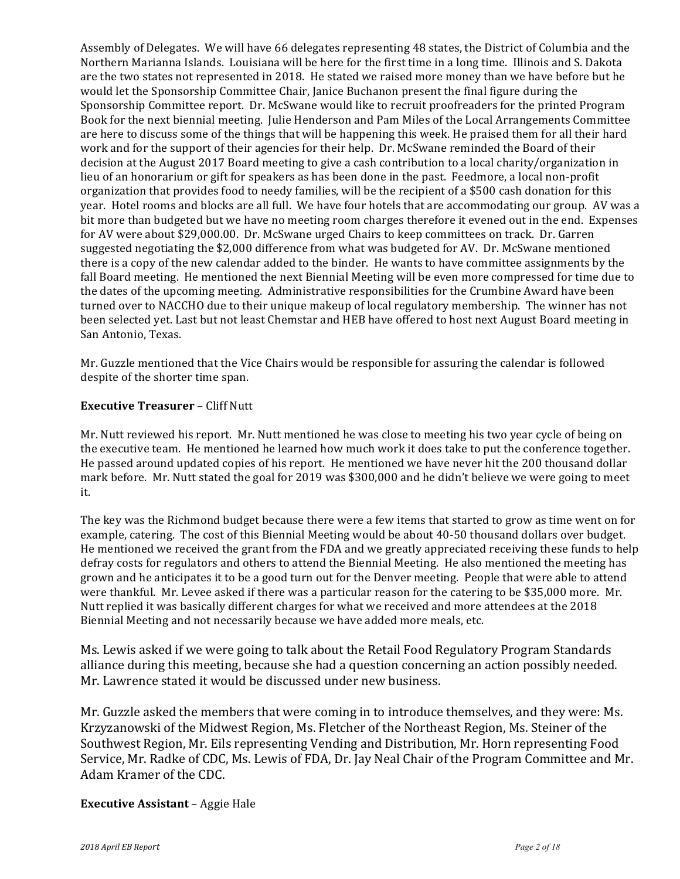Assembly of Delegates. We will have 66 delegates representing 48 states, the District of Columbia and the Northern Marianna Islands. Louisiana will be here for the first time in a long time. Illinois and S. Dakota are the two states not represented in 2018. He stated we raised more money than we have before but he would let the Sponsorship Committee Chair, Janice Buchanon present the final figure during the Sponsorship Committee report. Dr. McSwane would like to recruit proofreaders for the printed Program Book for the next biennial meeting. Julie Henderson and Pam Miles of the Local Arrangements Committee are here to discuss some of the things that will be happening this week. He praised them for all their hard work and for the support of their agencies for their help. Dr. McSwane reminded the Board of their decision at the August 2017 Board meeting to give a cash contribution to a local charity/organization in lieu of an honorarium or gift for speakers as has been done in the past. Feedmore, a local non-profit organization that provides food to needy families, will be the recipient of a $500 cash donation for this year. Hotel rooms and blocks are all full. We have four hotels that are accommodating our group. AV was a bit more than budgeted but we have no meeting room charges therefore it evened out in the end. Expenses for AV were about $29,000.00. Dr. McSwane urged Chairs to keep committees on track. Dr. Garren suggested negotiating the $2,000 difference from what was budgeted for AV. Dr. McSwane mentioned there is a copy of the new calendar added to the binder. He wants to have committee assignments by the fall Board meeting. He mentioned the next Biennial Meeting will be even more compressed for time due to the dates of the upcoming meeting. Administrative responsibilities for the Crumbine Award have been turned over to NACCHO due to their unique makeup of local regulatory membership. The winner has not been selected yet. Last but not least Chemstar and HEB have offered to host next August Board meeting in San Antonio, Texas.

Mr. Guzzle mentioned that the Vice Chairs would be responsible for assuring the calendar is followed despite of the shorter time span.

**Executive Treasurer** – Cliff Nutt

Mr. Nutt reviewed his report. Mr. Nutt mentioned he was close to meeting his two year cycle of being on the executive team. He mentioned he learned how much work it does take to put the conference together. He passed around updated copies of his report. He mentioned we have never hit the 200 thousand dollar mark before. Mr. Nutt stated the goal for 2019 was $300,000 and he didn't believe we were going to meet it.

The key was the Richmond budget because there were a few items that started to grow as time went on for example, catering. The cost of this Biennial Meeting would be about 40-50 thousand dollars over budget. He mentioned we received the grant from the FDA and we greatly appreciated receiving these funds to help defray costs for regulators and others to attend the Biennial Meeting. He also mentioned the meeting has grown and he anticipates it to be a good turn out for the Denver meeting. People that were able to attend were thankful. Mr. Levee asked if there was a particular reason for the catering to be $35,000 more. Mr. Nutt replied it was basically different charges for what we received and more attendees at the 2018 Biennial Meeting and not necessarily because we have added more meals, etc.

Ms. Lewis asked if we were going to talk about the Retail Food Regulatory Program Standards alliance during this meeting, because she had a question concerning an action possibly needed. Mr. Lawrence stated it would be discussed under new business.

Mr. Guzzle asked the members that were coming in to introduce themselves, and they were: Ms. Krzyzanowski of the Midwest Region, Ms. Fletcher of the Northeast Region, Ms. Steiner of the Southwest Region, Mr. Eils representing Vending and Distribution, Mr. Horn representing Food Service, Mr. Radke of CDC, Ms. Lewis of FDA, Dr. Jay Neal Chair of the Program Committee and Mr. Adam Kramer of the CDC.

**Executive Assistant** – Aggie Hale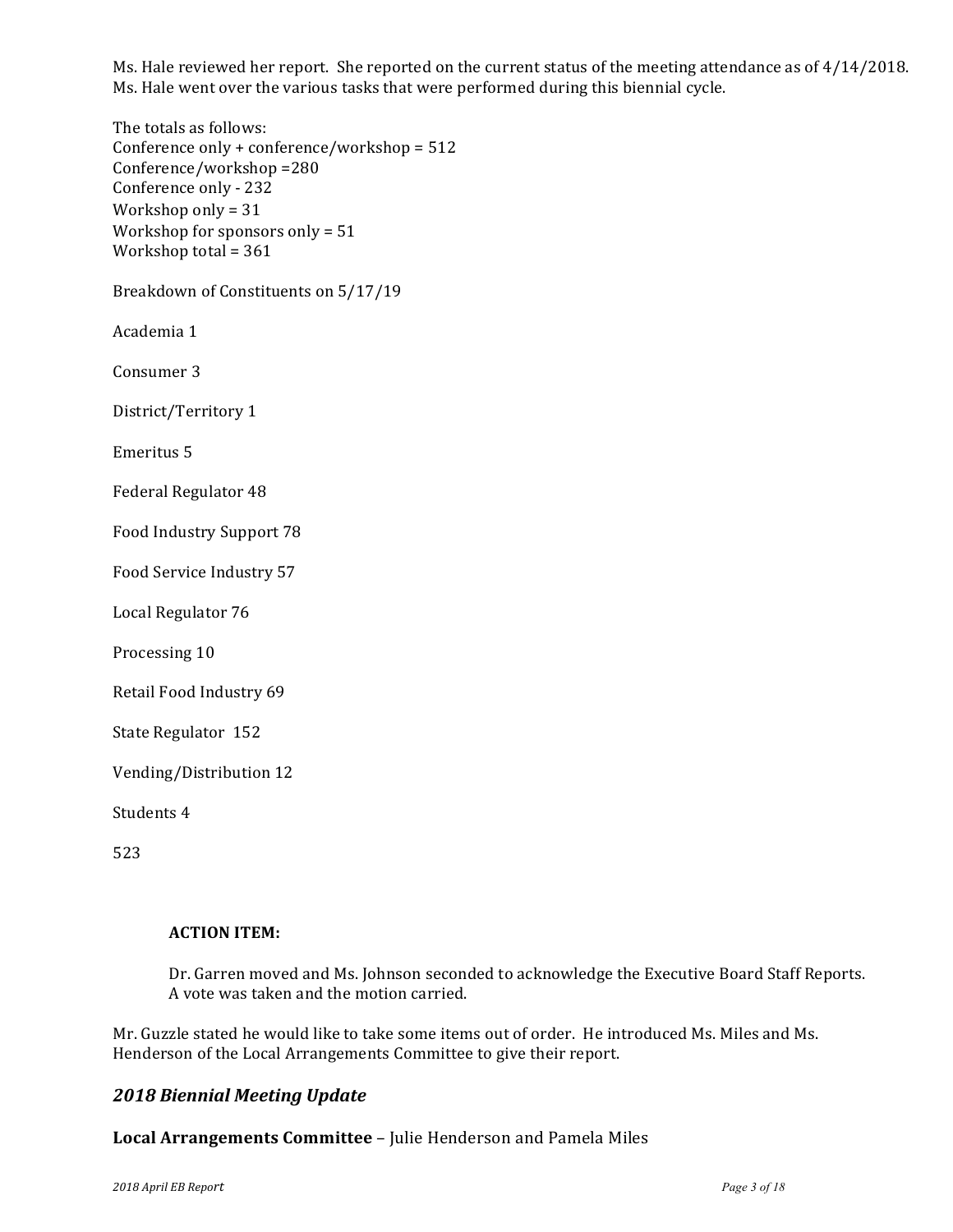Ms. Hale reviewed her report. She reported on the current status of the meeting attendance as of 4/14/2018. Ms. Hale went over the various tasks that were performed during this biennial cycle.

The totals as follows:
Conference only + conference/workshop = 512
Conference/workshop =280
Conference only - 232
Workshop only = 31
Workshop for sponsors only = 51
Workshop total = 361

Breakdown of Constituents on 5/17/19

Academia 1

Consumer 3

District/Territory 1

Emeritus 5

Federal Regulator 48

Food Industry Support 78

Food Service Industry 57

Local Regulator 76

Processing 10

Retail Food Industry 69

State Regulator 152

Vending/Distribution 12

Students 4

523

> **ACTION ITEM:**
>
> Dr. Garren moved and Ms. Johnson seconded to acknowledge the Executive Board Staff Reports. A vote was taken and the motion carried.

Mr. Guzzle stated he would like to take some items out of order. He introduced Ms. Miles and Ms. Henderson of the Local Arrangements Committee to give their report.

## *2018 Biennial Meeting Update*

**Local Arrangements Committee** – Julie Henderson and Pamela Miles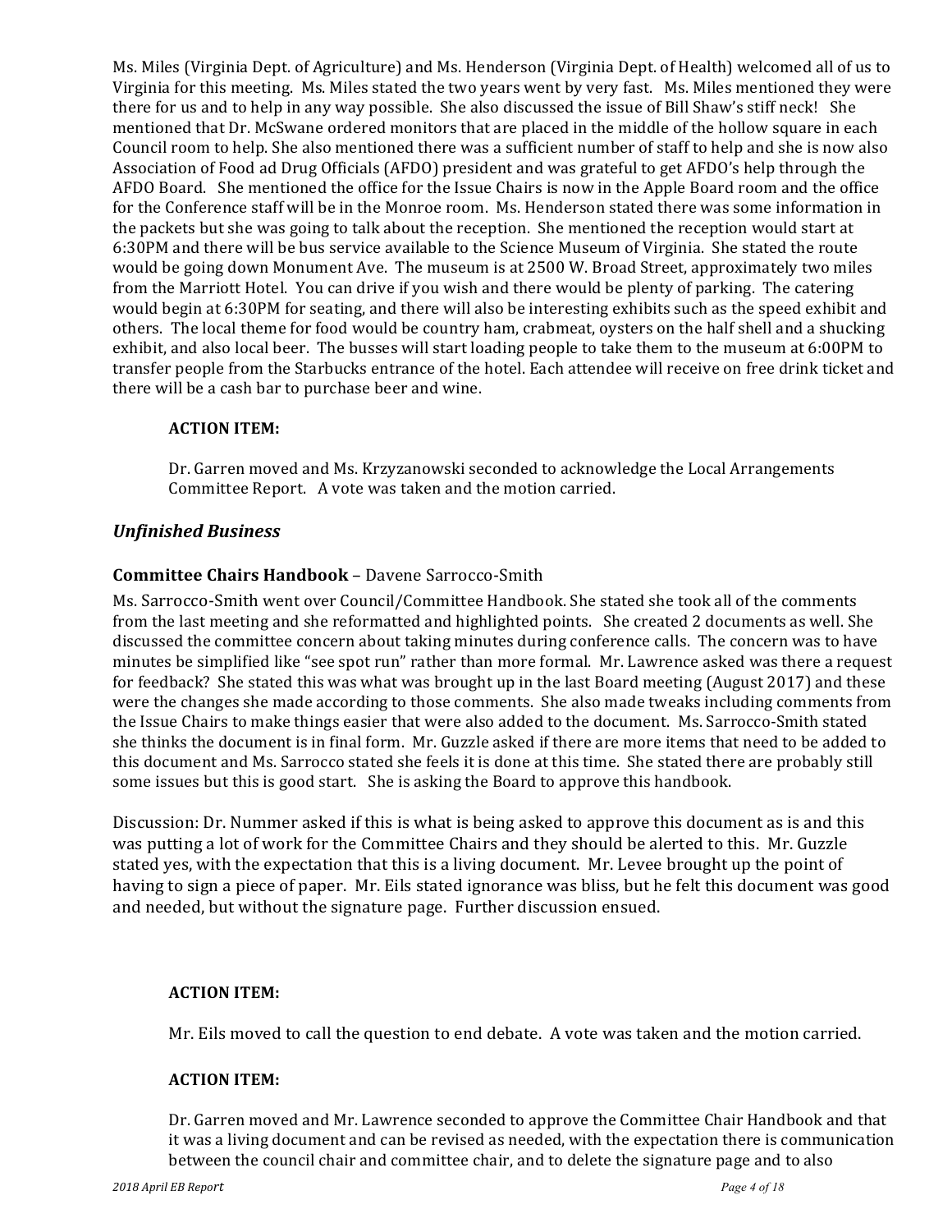Ms. Miles (Virginia Dept. of Agriculture) and Ms. Henderson (Virginia Dept. of Health) welcomed all of us to Virginia for this meeting. Ms. Miles stated the two years went by very fast. Ms. Miles mentioned they were there for us and to help in any way possible. She also discussed the issue of Bill Shaw's stiff neck! She mentioned that Dr. McSwane ordered monitors that are placed in the middle of the hollow square in each Council room to help. She also mentioned there was a sufficient number of staff to help and she is now also Association of Food ad Drug Officials (AFDO) president and was grateful to get AFDO's help through the AFDO Board. She mentioned the office for the Issue Chairs is now in the Apple Board room and the office for the Conference staff will be in the Monroe room. Ms. Henderson stated there was some information in the packets but she was going to talk about the reception. She mentioned the reception would start at 6:30PM and there will be bus service available to the Science Museum of Virginia. She stated the route would be going down Monument Ave. The museum is at 2500 W. Broad Street, approximately two miles from the Marriott Hotel. You can drive if you wish and there would be plenty of parking. The catering would begin at 6:30PM for seating, and there will also be interesting exhibits such as the speed exhibit and others. The local theme for food would be country ham, crabmeat, oysters on the half shell and a shucking exhibit, and also local beer. The busses will start loading people to take them to the museum at 6:00PM to transfer people from the Starbucks entrance of the hotel. Each attendee will receive on free drink ticket and there will be a cash bar to purchase beer and wine.

**ACTION ITEM:**

Dr. Garren moved and Ms. Krzyzanowski seconded to acknowledge the Local Arrangements Committee Report. A vote was taken and the motion carried.

## *Unfinished Business*

### **Committee Chairs Handbook** – Davene Sarrocco-Smith

Ms. Sarrocco-Smith went over Council/Committee Handbook. She stated she took all of the comments from the last meeting and she reformatted and highlighted points. She created 2 documents as well. She discussed the committee concern about taking minutes during conference calls. The concern was to have minutes be simplified like "see spot run" rather than more formal. Mr. Lawrence asked was there a request for feedback? She stated this was what was brought up in the last Board meeting (August 2017) and these were the changes she made according to those comments. She also made tweaks including comments from the Issue Chairs to make things easier that were also added to the document. Ms. Sarrocco-Smith stated she thinks the document is in final form. Mr. Guzzle asked if there are more items that need to be added to this document and Ms. Sarrocco stated she feels it is done at this time. She stated there are probably still some issues but this is good start. She is asking the Board to approve this handbook.

Discussion: Dr. Nummer asked if this is what is being asked to approve this document as is and this was putting a lot of work for the Committee Chairs and they should be alerted to this. Mr. Guzzle stated yes, with the expectation that this is a living document. Mr. Levee brought up the point of having to sign a piece of paper. Mr. Eils stated ignorance was bliss, but he felt this document was good and needed, but without the signature page. Further discussion ensued.

**ACTION ITEM:**

Mr. Eils moved to call the question to end debate. A vote was taken and the motion carried.

**ACTION ITEM:**

Dr. Garren moved and Mr. Lawrence seconded to approve the Committee Chair Handbook and that it was a living document and can be revised as needed, with the expectation there is communication between the council chair and committee chair, and to delete the signature page and to also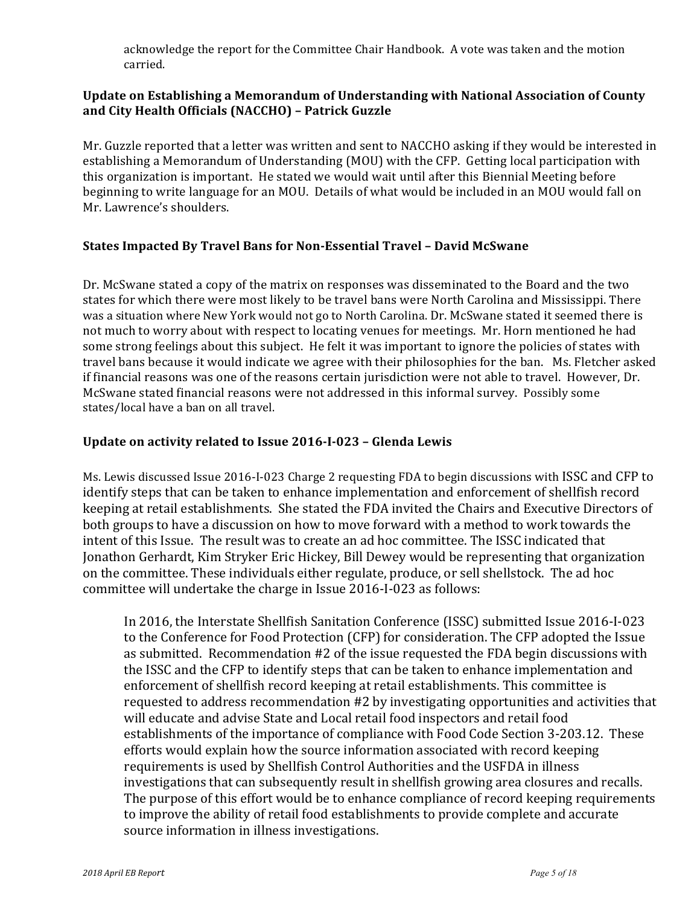acknowledge the report for the Committee Chair Handbook. A vote was taken and the motion carried.

### Update on Establishing a Memorandum of Understanding with National Association of County and City Health Officials (NACCHO) – Patrick Guzzle

Mr. Guzzle reported that a letter was written and sent to NACCHO asking if they would be interested in establishing a Memorandum of Understanding (MOU) with the CFP. Getting local participation with this organization is important. He stated we would wait until after this Biennial Meeting before beginning to write language for an MOU. Details of what would be included in an MOU would fall on Mr. Lawrence's shoulders.

### States Impacted By Travel Bans for Non-Essential Travel – David McSwane

Dr. McSwane stated a copy of the matrix on responses was disseminated to the Board and the two states for which there were most likely to be travel bans were North Carolina and Mississippi. There was a situation where New York would not go to North Carolina. Dr. McSwane stated it seemed there is not much to worry about with respect to locating venues for meetings. Mr. Horn mentioned he had some strong feelings about this subject. He felt it was important to ignore the policies of states with travel bans because it would indicate we agree with their philosophies for the ban. Ms. Fletcher asked if financial reasons was one of the reasons certain jurisdiction were not able to travel. However, Dr. McSwane stated financial reasons were not addressed in this informal survey. Possibly some states/local have a ban on all travel.

### Update on activity related to Issue 2016-I-023 – Glenda Lewis

Ms. Lewis discussed Issue 2016-I-023 Charge 2 requesting FDA to begin discussions with ISSC and CFP to identify steps that can be taken to enhance implementation and enforcement of shellfish record keeping at retail establishments. She stated the FDA invited the Chairs and Executive Directors of both groups to have a discussion on how to move forward with a method to work towards the intent of this Issue. The result was to create an ad hoc committee. The ISSC indicated that Jonathon Gerhardt, Kim Stryker Eric Hickey, Bill Dewey would be representing that organization on the committee. These individuals either regulate, produce, or sell shellstock. The ad hoc committee will undertake the charge in Issue 2016-I-023 as follows:

> In 2016, the Interstate Shellfish Sanitation Conference (ISSC) submitted Issue 2016-I-023 to the Conference for Food Protection (CFP) for consideration. The CFP adopted the Issue as submitted. Recommendation #2 of the issue requested the FDA begin discussions with the ISSC and the CFP to identify steps that can be taken to enhance implementation and enforcement of shellfish record keeping at retail establishments. This committee is requested to address recommendation #2 by investigating opportunities and activities that will educate and advise State and Local retail food inspectors and retail food establishments of the importance of compliance with Food Code Section 3-203.12. These efforts would explain how the source information associated with record keeping requirements is used by Shellfish Control Authorities and the USFDA in illness investigations that can subsequently result in shellfish growing area closures and recalls. The purpose of this effort would be to enhance compliance of record keeping requirements to improve the ability of retail food establishments to provide complete and accurate source information in illness investigations.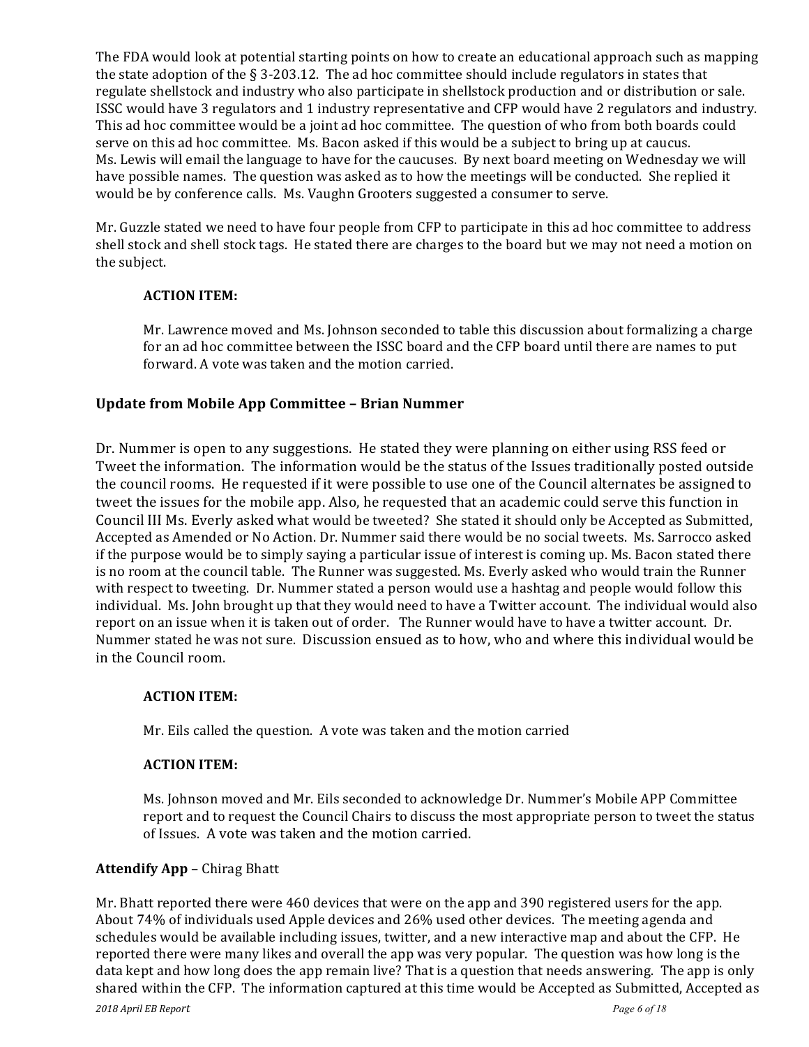The FDA would look at potential starting points on how to create an educational approach such as mapping the state adoption of the § 3-203.12. The ad hoc committee should include regulators in states that regulate shellstock and industry who also participate in shellstock production and or distribution or sale. ISSC would have 3 regulators and 1 industry representative and CFP would have 2 regulators and industry. This ad hoc committee would be a joint ad hoc committee. The question of who from both boards could serve on this ad hoc committee. Ms. Bacon asked if this would be a subject to bring up at caucus. Ms. Lewis will email the language to have for the caucuses. By next board meeting on Wednesday we will have possible names. The question was asked as to how the meetings will be conducted. She replied it would be by conference calls. Ms. Vaughn Grooters suggested a consumer to serve.

Mr. Guzzle stated we need to have four people from CFP to participate in this ad hoc committee to address shell stock and shell stock tags. He stated there are charges to the board but we may not need a motion on the subject.

> **ACTION ITEM:**
>
> Mr. Lawrence moved and Ms. Johnson seconded to table this discussion about formalizing a charge for an ad hoc committee between the ISSC board and the CFP board until there are names to put forward. A vote was taken and the motion carried.

## Update from Mobile App Committee – Brian Nummer

Dr. Nummer is open to any suggestions. He stated they were planning on either using RSS feed or Tweet the information. The information would be the status of the Issues traditionally posted outside the council rooms. He requested if it were possible to use one of the Council alternates be assigned to tweet the issues for the mobile app. Also, he requested that an academic could serve this function in Council III Ms. Everly asked what would be tweeted? She stated it should only be Accepted as Submitted, Accepted as Amended or No Action. Dr. Nummer said there would be no social tweets. Ms. Sarrocco asked if the purpose would be to simply saying a particular issue of interest is coming up. Ms. Bacon stated there is no room at the council table. The Runner was suggested. Ms. Everly asked who would train the Runner with respect to tweeting. Dr. Nummer stated a person would use a hashtag and people would follow this individual. Ms. John brought up that they would need to have a Twitter account. The individual would also report on an issue when it is taken out of order. The Runner would have to have a twitter account. Dr. Nummer stated he was not sure. Discussion ensued as to how, who and where this individual would be in the Council room.

> **ACTION ITEM:**
>
> Mr. Eils called the question. A vote was taken and the motion carried

> **ACTION ITEM:**
>
> Ms. Johnson moved and Mr. Eils seconded to acknowledge Dr. Nummer's Mobile APP Committee report and to request the Council Chairs to discuss the most appropriate person to tweet the status of Issues. A vote was taken and the motion carried.

**Attendify App** – Chirag Bhatt

Mr. Bhatt reported there were 460 devices that were on the app and 390 registered users for the app. About 74% of individuals used Apple devices and 26% used other devices. The meeting agenda and schedules would be available including issues, twitter, and a new interactive map and about the CFP. He reported there were many likes and overall the app was very popular. The question was how long is the data kept and how long does the app remain live? That is a question that needs answering. The app is only shared within the CFP. The information captured at this time would be Accepted as Submitted, Accepted as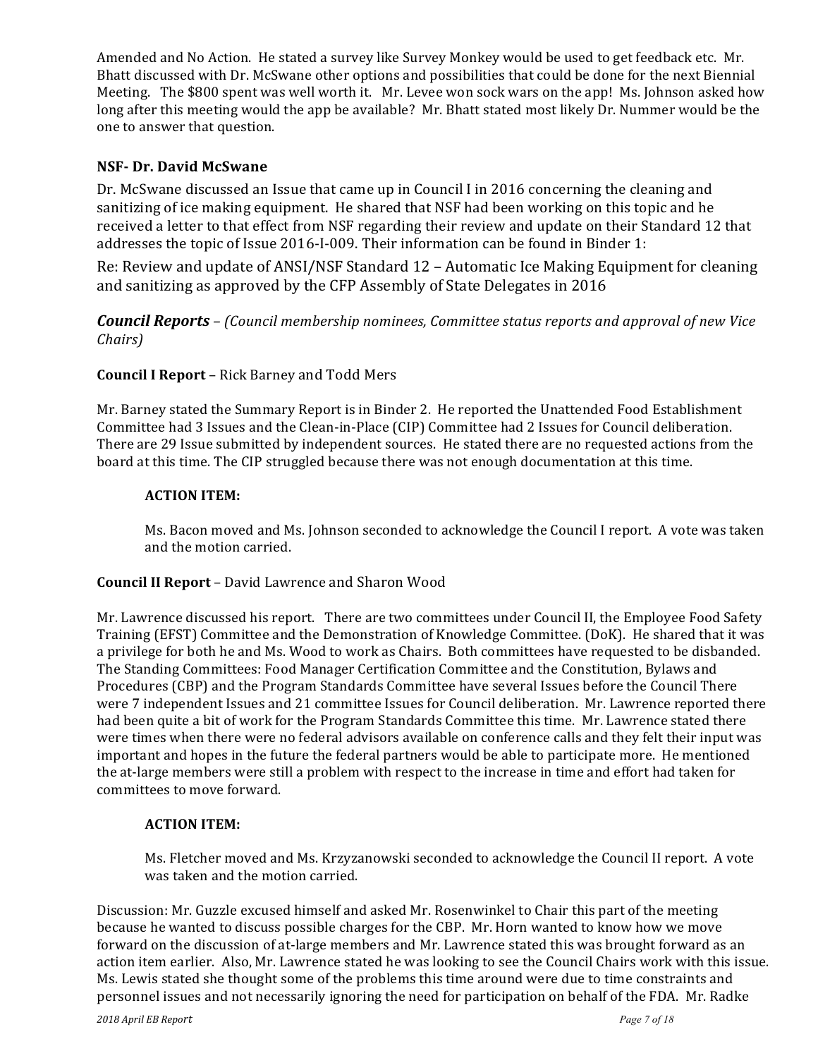Amended and No Action. He stated a survey like Survey Monkey would be used to get feedback etc. Mr. Bhatt discussed with Dr. McSwane other options and possibilities that could be done for the next Biennial Meeting. The $800 spent was well worth it. Mr. Levee won sock wars on the app! Ms. Johnson asked how long after this meeting would the app be available? Mr. Bhatt stated most likely Dr. Nummer would be the one to answer that question.

**NSF- Dr. David McSwane**

Dr. McSwane discussed an Issue that came up in Council I in 2016 concerning the cleaning and sanitizing of ice making equipment. He shared that NSF had been working on this topic and he received a letter to that effect from NSF regarding their review and update on their Standard 12 that addresses the topic of Issue 2016-I-009. Their information can be found in Binder 1:

Re: Review and update of ANSI/NSF Standard 12 – Automatic Ice Making Equipment for cleaning and sanitizing as approved by the CFP Assembly of State Delegates in 2016

***Council Reports*** – *(Council membership nominees, Committee status reports and approval of new Vice Chairs)*

**Council I Report** – Rick Barney and Todd Mers

Mr. Barney stated the Summary Report is in Binder 2. He reported the Unattended Food Establishment Committee had 3 Issues and the Clean-in-Place (CIP) Committee had 2 Issues for Council deliberation. There are 29 Issue submitted by independent sources. He stated there are no requested actions from the board at this time. The CIP struggled because there was not enough documentation at this time.

**ACTION ITEM:**

Ms. Bacon moved and Ms. Johnson seconded to acknowledge the Council I report. A vote was taken and the motion carried.

**Council II Report** – David Lawrence and Sharon Wood

Mr. Lawrence discussed his report. There are two committees under Council II, the Employee Food Safety Training (EFST) Committee and the Demonstration of Knowledge Committee. (DoK). He shared that it was a privilege for both he and Ms. Wood to work as Chairs. Both committees have requested to be disbanded. The Standing Committees: Food Manager Certification Committee and the Constitution, Bylaws and Procedures (CBP) and the Program Standards Committee have several Issues before the Council There were 7 independent Issues and 21 committee Issues for Council deliberation. Mr. Lawrence reported there had been quite a bit of work for the Program Standards Committee this time. Mr. Lawrence stated there were times when there were no federal advisors available on conference calls and they felt their input was important and hopes in the future the federal partners would be able to participate more. He mentioned the at-large members were still a problem with respect to the increase in time and effort had taken for committees to move forward.

**ACTION ITEM:**

Ms. Fletcher moved and Ms. Krzyzanowski seconded to acknowledge the Council II report. A vote was taken and the motion carried.

Discussion: Mr. Guzzle excused himself and asked Mr. Rosenwinkel to Chair this part of the meeting because he wanted to discuss possible charges for the CBP. Mr. Horn wanted to know how we move forward on the discussion of at-large members and Mr. Lawrence stated this was brought forward as an action item earlier. Also, Mr. Lawrence stated he was looking to see the Council Chairs work with this issue. Ms. Lewis stated she thought some of the problems this time around were due to time constraints and personnel issues and not necessarily ignoring the need for participation on behalf of the FDA. Mr. Radke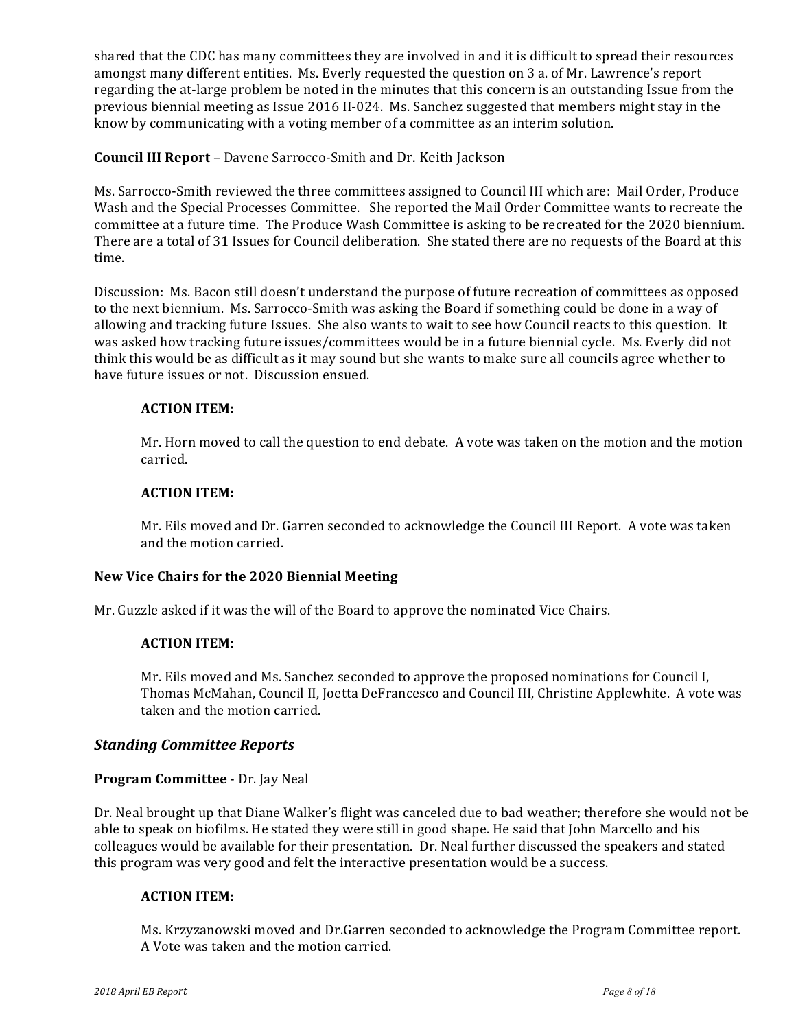shared that the CDC has many committees they are involved in and it is difficult to spread their resources amongst many different entities. Ms. Everly requested the question on 3 a. of Mr. Lawrence's report regarding the at-large problem be noted in the minutes that this concern is an outstanding Issue from the previous biennial meeting as Issue 2016 II-024. Ms. Sanchez suggested that members might stay in the know by communicating with a voting member of a committee as an interim solution.

**Council III Report** – Davene Sarrocco-Smith and Dr. Keith Jackson

Ms. Sarrocco-Smith reviewed the three committees assigned to Council III which are: Mail Order, Produce Wash and the Special Processes Committee. She reported the Mail Order Committee wants to recreate the committee at a future time. The Produce Wash Committee is asking to be recreated for the 2020 biennium. There are a total of 31 Issues for Council deliberation. She stated there are no requests of the Board at this time.

Discussion: Ms. Bacon still doesn't understand the purpose of future recreation of committees as opposed to the next biennium. Ms. Sarrocco-Smith was asking the Board if something could be done in a way of allowing and tracking future Issues. She also wants to wait to see how Council reacts to this question. It was asked how tracking future issues/committees would be in a future biennial cycle. Ms. Everly did not think this would be as difficult as it may sound but she wants to make sure all councils agree whether to have future issues or not. Discussion ensued.

**ACTION ITEM:**

Mr. Horn moved to call the question to end debate. A vote was taken on the motion and the motion carried.

**ACTION ITEM:**

Mr. Eils moved and Dr. Garren seconded to acknowledge the Council III Report. A vote was taken and the motion carried.

**New Vice Chairs for the 2020 Biennial Meeting**

Mr. Guzzle asked if it was the will of the Board to approve the nominated Vice Chairs.

**ACTION ITEM:**

Mr. Eils moved and Ms. Sanchez seconded to approve the proposed nominations for Council I, Thomas McMahan, Council II, Joetta DeFrancesco and Council III, Christine Applewhite. A vote was taken and the motion carried.

## ***Standing Committee Reports***

**Program Committee** - Dr. Jay Neal

Dr. Neal brought up that Diane Walker's flight was canceled due to bad weather; therefore she would not be able to speak on biofilms. He stated they were still in good shape. He said that John Marcello and his colleagues would be available for their presentation. Dr. Neal further discussed the speakers and stated this program was very good and felt the interactive presentation would be a success.

**ACTION ITEM:**

Ms. Krzyzanowski moved and Dr.Garren seconded to acknowledge the Program Committee report. A Vote was taken and the motion carried.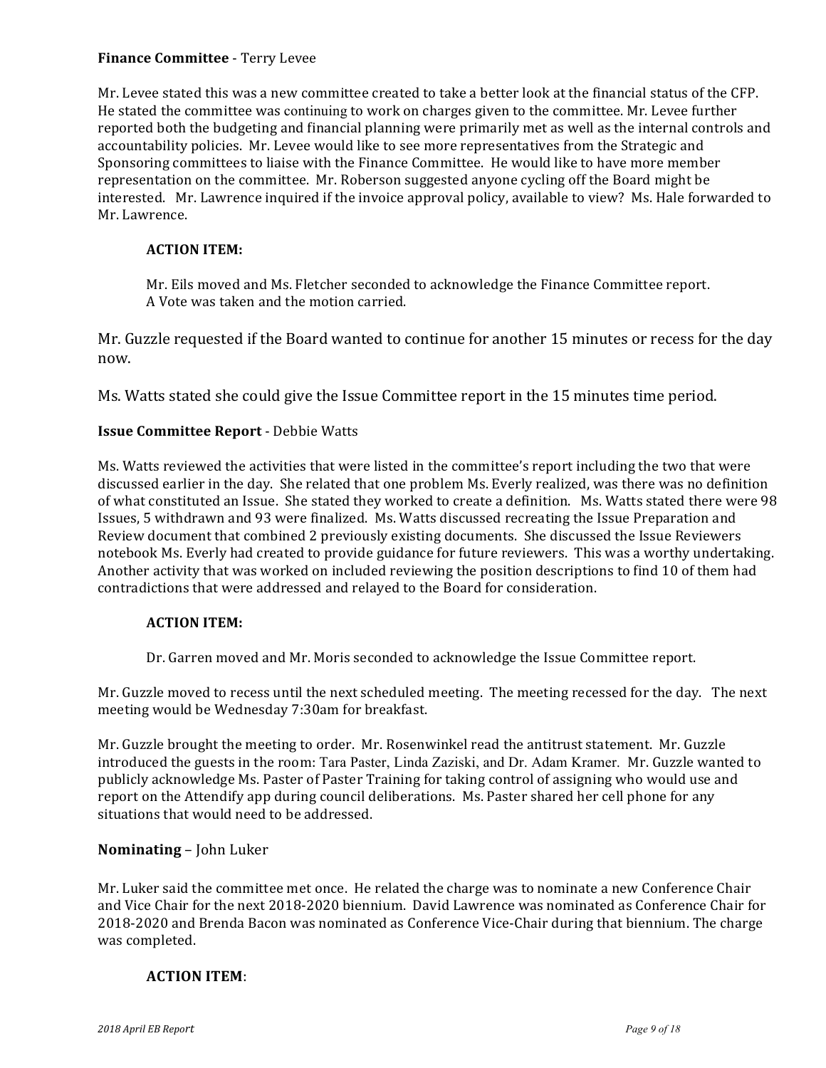**Finance Committee** - Terry Levee

Mr. Levee stated this was a new committee created to take a better look at the financial status of the CFP. He stated the committee was continuing to work on charges given to the committee. Mr. Levee further reported both the budgeting and financial planning were primarily met as well as the internal controls and accountability policies. Mr. Levee would like to see more representatives from the Strategic and Sponsoring committees to liaise with the Finance Committee. He would like to have more member representation on the committee. Mr. Roberson suggested anyone cycling off the Board might be interested. Mr. Lawrence inquired if the invoice approval policy, available to view? Ms. Hale forwarded to Mr. Lawrence.

**ACTION ITEM:**

Mr. Eils moved and Ms. Fletcher seconded to acknowledge the Finance Committee report. A Vote was taken and the motion carried.

Mr. Guzzle requested if the Board wanted to continue for another 15 minutes or recess for the day now.

Ms. Watts stated she could give the Issue Committee report in the 15 minutes time period.

**Issue Committee Report** - Debbie Watts

Ms. Watts reviewed the activities that were listed in the committee's report including the two that were discussed earlier in the day. She related that one problem Ms. Everly realized, was there was no definition of what constituted an Issue. She stated they worked to create a definition. Ms. Watts stated there were 98 Issues, 5 withdrawn and 93 were finalized. Ms. Watts discussed recreating the Issue Preparation and Review document that combined 2 previously existing documents. She discussed the Issue Reviewers notebook Ms. Everly had created to provide guidance for future reviewers. This was a worthy undertaking. Another activity that was worked on included reviewing the position descriptions to find 10 of them had contradictions that were addressed and relayed to the Board for consideration.

**ACTION ITEM:**

Dr. Garren moved and Mr. Moris seconded to acknowledge the Issue Committee report.

Mr. Guzzle moved to recess until the next scheduled meeting. The meeting recessed for the day. The next meeting would be Wednesday 7:30am for breakfast.

Mr. Guzzle brought the meeting to order. Mr. Rosenwinkel read the antitrust statement. Mr. Guzzle introduced the guests in the room: Tara Paster, Linda Zaziski, and Dr. Adam Kramer. Mr. Guzzle wanted to publicly acknowledge Ms. Paster of Paster Training for taking control of assigning who would use and report on the Attendify app during council deliberations. Ms. Paster shared her cell phone for any situations that would need to be addressed.

**Nominating** – John Luker

Mr. Luker said the committee met once. He related the charge was to nominate a new Conference Chair and Vice Chair for the next 2018-2020 biennium. David Lawrence was nominated as Conference Chair for 2018-2020 and Brenda Bacon was nominated as Conference Vice-Chair during that biennium. The charge was completed.

**ACTION ITEM**: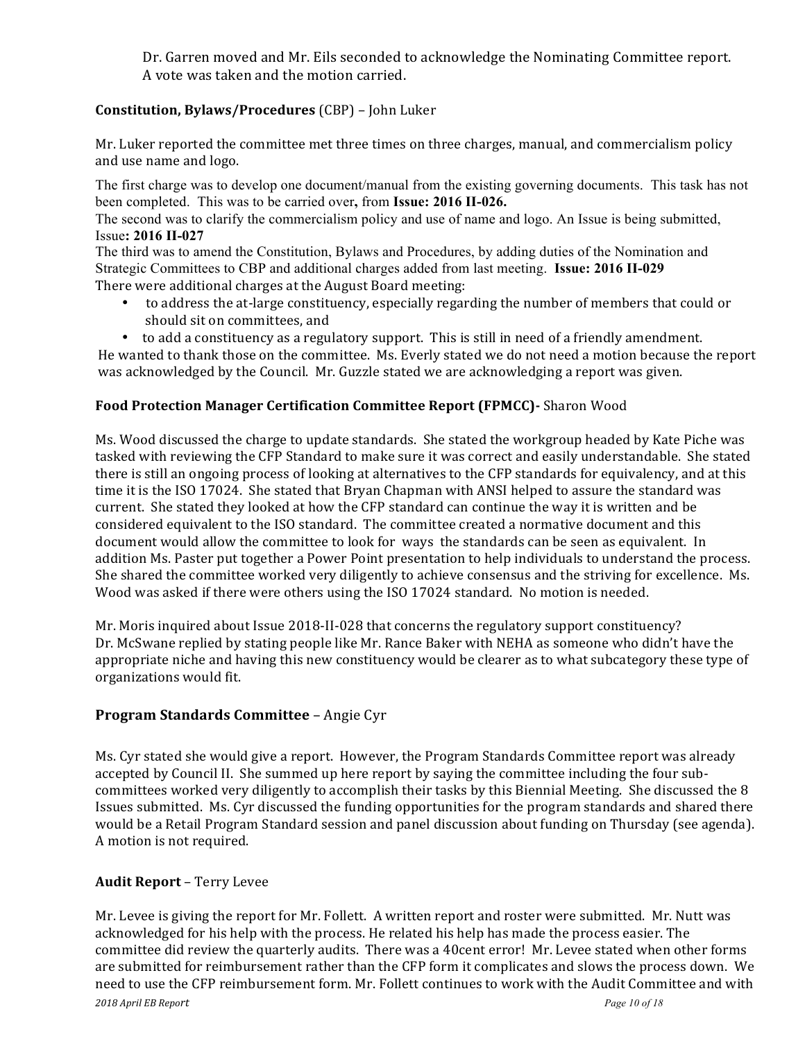Dr. Garren moved and Mr. Eils seconded to acknowledge the Nominating Committee report. A vote was taken and the motion carried.

**Constitution, Bylaws/Procedures** (CBP) – John Luker

Mr. Luker reported the committee met three times on three charges, manual, and commercialism policy and use name and logo.

The first charge was to develop one document/manual from the existing governing documents. This task has not been completed. This was to be carried over**,** from **Issue: 2016 II-026.**

The second was to clarify the commercialism policy and use of name and logo. An Issue is being submitted, Issue**: 2016 II-027**

The third was to amend the Constitution, Bylaws and Procedures, by adding duties of the Nomination and Strategic Committees to CBP and additional charges added from last meeting. **Issue: 2016 II-029**

There were additional charges at the August Board meeting:

- to address the at-large constituency, especially regarding the number of members that could or should sit on committees, and
- to add a constituency as a regulatory support. This is still in need of a friendly amendment.

He wanted to thank those on the committee. Ms. Everly stated we do not need a motion because the report was acknowledged by the Council. Mr. Guzzle stated we are acknowledging a report was given.

**Food Protection Manager Certification Committee Report (FPMCC)-** Sharon Wood

Ms. Wood discussed the charge to update standards. She stated the workgroup headed by Kate Piche was tasked with reviewing the CFP Standard to make sure it was correct and easily understandable. She stated there is still an ongoing process of looking at alternatives to the CFP standards for equivalency, and at this time it is the ISO 17024. She stated that Bryan Chapman with ANSI helped to assure the standard was current. She stated they looked at how the CFP standard can continue the way it is written and be considered equivalent to the ISO standard. The committee created a normative document and this document would allow the committee to look for ways the standards can be seen as equivalent. In addition Ms. Paster put together a Power Point presentation to help individuals to understand the process. She shared the committee worked very diligently to achieve consensus and the striving for excellence. Ms. Wood was asked if there were others using the ISO 17024 standard. No motion is needed.

Mr. Moris inquired about Issue 2018-II-028 that concerns the regulatory support constituency? Dr. McSwane replied by stating people like Mr. Rance Baker with NEHA as someone who didn't have the appropriate niche and having this new constituency would be clearer as to what subcategory these type of organizations would fit.

**Program Standards Committee** – Angie Cyr

Ms. Cyr stated she would give a report. However, the Program Standards Committee report was already accepted by Council II. She summed up here report by saying the committee including the four sub-committees worked very diligently to accomplish their tasks by this Biennial Meeting. She discussed the 8 Issues submitted. Ms. Cyr discussed the funding opportunities for the program standards and shared there would be a Retail Program Standard session and panel discussion about funding on Thursday (see agenda). A motion is not required.

**Audit Report** – Terry Levee

Mr. Levee is giving the report for Mr. Follett. A written report and roster were submitted. Mr. Nutt was acknowledged for his help with the process. He related his help has made the process easier. The committee did review the quarterly audits. There was a 40cent error! Mr. Levee stated when other forms are submitted for reimbursement rather than the CFP form it complicates and slows the process down. We need to use the CFP reimbursement form. Mr. Follett continues to work with the Audit Committee and with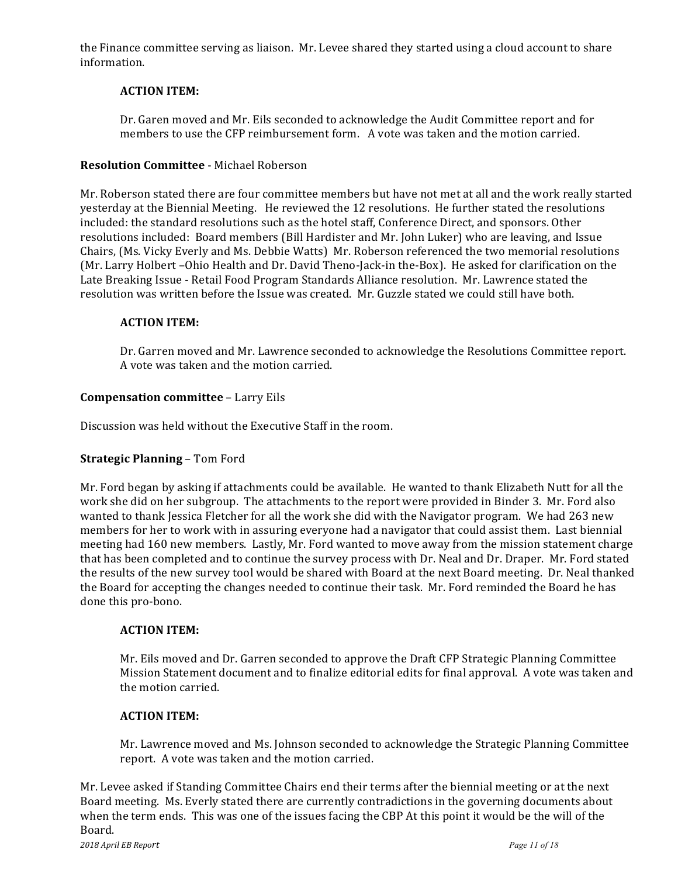the Finance committee serving as liaison. Mr. Levee shared they started using a cloud account to share information.

**ACTION ITEM:**

Dr. Garen moved and Mr. Eils seconded to acknowledge the Audit Committee report and for members to use the CFP reimbursement form. A vote was taken and the motion carried.

**Resolution Committee** - Michael Roberson

Mr. Roberson stated there are four committee members but have not met at all and the work really started yesterday at the Biennial Meeting. He reviewed the 12 resolutions. He further stated the resolutions included: the standard resolutions such as the hotel staff, Conference Direct, and sponsors. Other resolutions included: Board members (Bill Hardister and Mr. John Luker) who are leaving, and Issue Chairs, (Ms. Vicky Everly and Ms. Debbie Watts) Mr. Roberson referenced the two memorial resolutions (Mr. Larry Holbert –Ohio Health and Dr. David Theno-Jack-in the-Box). He asked for clarification on the Late Breaking Issue - Retail Food Program Standards Alliance resolution. Mr. Lawrence stated the resolution was written before the Issue was created. Mr. Guzzle stated we could still have both.

**ACTION ITEM:**

Dr. Garren moved and Mr. Lawrence seconded to acknowledge the Resolutions Committee report. A vote was taken and the motion carried.

**Compensation committee** – Larry Eils

Discussion was held without the Executive Staff in the room.

**Strategic Planning** – Tom Ford

Mr. Ford began by asking if attachments could be available. He wanted to thank Elizabeth Nutt for all the work she did on her subgroup. The attachments to the report were provided in Binder 3. Mr. Ford also wanted to thank Jessica Fletcher for all the work she did with the Navigator program. We had 263 new members for her to work with in assuring everyone had a navigator that could assist them. Last biennial meeting had 160 new members. Lastly, Mr. Ford wanted to move away from the mission statement charge that has been completed and to continue the survey process with Dr. Neal and Dr. Draper. Mr. Ford stated the results of the new survey tool would be shared with Board at the next Board meeting. Dr. Neal thanked the Board for accepting the changes needed to continue their task. Mr. Ford reminded the Board he has done this pro-bono.

**ACTION ITEM:**

Mr. Eils moved and Dr. Garren seconded to approve the Draft CFP Strategic Planning Committee Mission Statement document and to finalize editorial edits for final approval. A vote was taken and the motion carried.

**ACTION ITEM:**

Mr. Lawrence moved and Ms. Johnson seconded to acknowledge the Strategic Planning Committee report. A vote was taken and the motion carried.

Mr. Levee asked if Standing Committee Chairs end their terms after the biennial meeting or at the next Board meeting. Ms. Everly stated there are currently contradictions in the governing documents about when the term ends. This was one of the issues facing the CBP At this point it would be the will of the Board.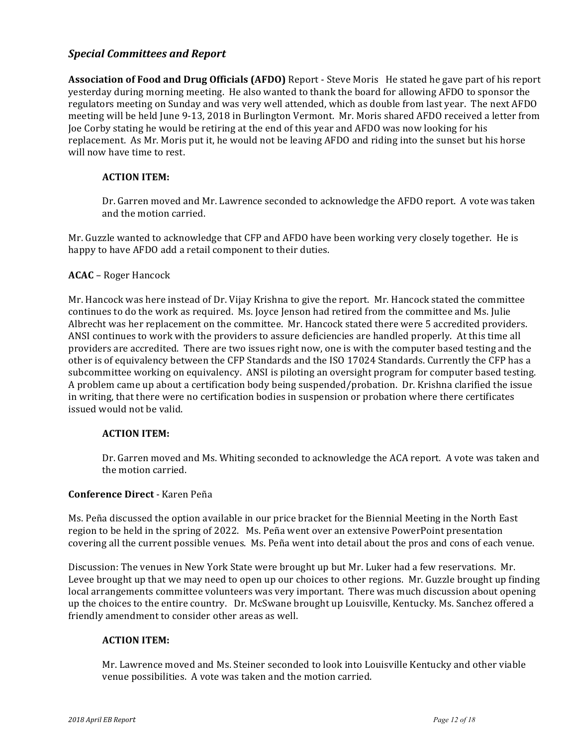## *Special Committees and Report*

**Association of Food and Drug Officials (AFDO)** Report - Steve Moris He stated he gave part of his report yesterday during morning meeting. He also wanted to thank the board for allowing AFDO to sponsor the regulators meeting on Sunday and was very well attended, which as double from last year. The next AFDO meeting will be held June 9-13, 2018 in Burlington Vermont. Mr. Moris shared AFDO received a letter from Joe Corby stating he would be retiring at the end of this year and AFDO was now looking for his replacement. As Mr. Moris put it, he would not be leaving AFDO and riding into the sunset but his horse will now have time to rest.

**ACTION ITEM:**

Dr. Garren moved and Mr. Lawrence seconded to acknowledge the AFDO report. A vote was taken and the motion carried.

Mr. Guzzle wanted to acknowledge that CFP and AFDO have been working very closely together. He is happy to have AFDO add a retail component to their duties.

**ACAC** – Roger Hancock

Mr. Hancock was here instead of Dr. Vijay Krishna to give the report. Mr. Hancock stated the committee continues to do the work as required. Ms. Joyce Jenson had retired from the committee and Ms. Julie Albrecht was her replacement on the committee. Mr. Hancock stated there were 5 accredited providers. ANSI continues to work with the providers to assure deficiencies are handled properly. At this time all providers are accredited. There are two issues right now, one is with the computer based testing and the other is of equivalency between the CFP Standards and the ISO 17024 Standards. Currently the CFP has a subcommittee working on equivalency. ANSI is piloting an oversight program for computer based testing. A problem came up about a certification body being suspended/probation. Dr. Krishna clarified the issue in writing, that there were no certification bodies in suspension or probation where there certificates issued would not be valid.

**ACTION ITEM:**

Dr. Garren moved and Ms. Whiting seconded to acknowledge the ACA report. A vote was taken and the motion carried.

**Conference Direct** - Karen Peña

Ms. Peña discussed the option available in our price bracket for the Biennial Meeting in the North East region to be held in the spring of 2022. Ms. Peña went over an extensive PowerPoint presentation covering all the current possible venues. Ms. Peña went into detail about the pros and cons of each venue.

Discussion: The venues in New York State were brought up but Mr. Luker had a few reservations. Mr. Levee brought up that we may need to open up our choices to other regions. Mr. Guzzle brought up finding local arrangements committee volunteers was very important. There was much discussion about opening up the choices to the entire country. Dr. McSwane brought up Louisville, Kentucky. Ms. Sanchez offered a friendly amendment to consider other areas as well.

**ACTION ITEM:**

Mr. Lawrence moved and Ms. Steiner seconded to look into Louisville Kentucky and other viable venue possibilities. A vote was taken and the motion carried.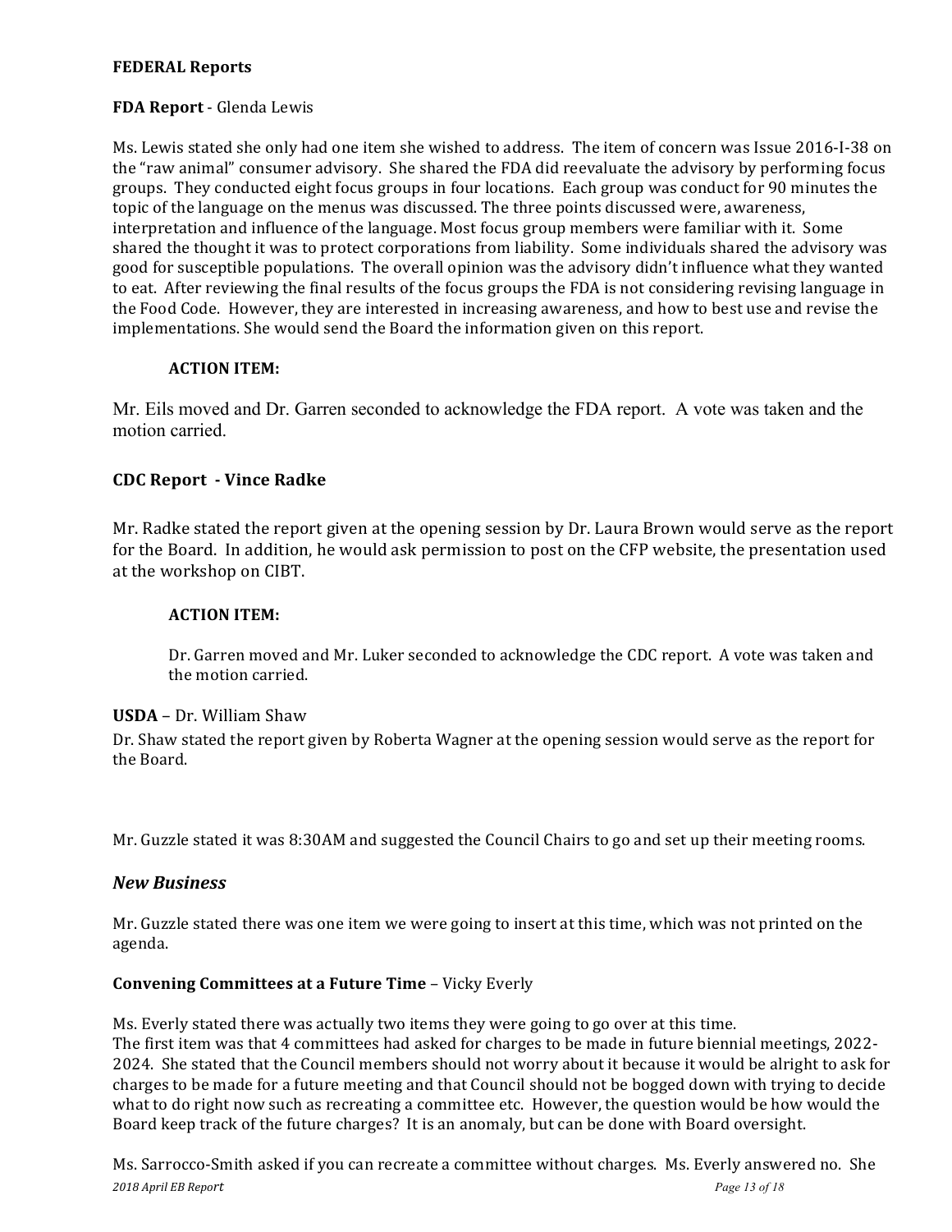**FEDERAL Reports**

**FDA Report** - Glenda Lewis

Ms. Lewis stated she only had one item she wished to address. The item of concern was Issue 2016-I-38 on the "raw animal" consumer advisory. She shared the FDA did reevaluate the advisory by performing focus groups. They conducted eight focus groups in four locations. Each group was conduct for 90 minutes the topic of the language on the menus was discussed. The three points discussed were, awareness, interpretation and influence of the language. Most focus group members were familiar with it. Some shared the thought it was to protect corporations from liability. Some individuals shared the advisory was good for susceptible populations. The overall opinion was the advisory didn't influence what they wanted to eat. After reviewing the final results of the focus groups the FDA is not considering revising language in the Food Code. However, they are interested in increasing awareness, and how to best use and revise the implementations. She would send the Board the information given on this report.

**ACTION ITEM:**

Mr. Eils moved and Dr. Garren seconded to acknowledge the FDA report. A vote was taken and the motion carried.

**CDC Report - Vince Radke**

Mr. Radke stated the report given at the opening session by Dr. Laura Brown would serve as the report for the Board. In addition, he would ask permission to post on the CFP website, the presentation used at the workshop on CIBT.

**ACTION ITEM:**

Dr. Garren moved and Mr. Luker seconded to acknowledge the CDC report. A vote was taken and the motion carried.

**USDA** – Dr. William Shaw

Dr. Shaw stated the report given by Roberta Wagner at the opening session would serve as the report for the Board.

Mr. Guzzle stated it was 8:30AM and suggested the Council Chairs to go and set up their meeting rooms.

## *New Business*

Mr. Guzzle stated there was one item we were going to insert at this time, which was not printed on the agenda.

**Convening Committees at a Future Time** – Vicky Everly

Ms. Everly stated there was actually two items they were going to go over at this time.
The first item was that 4 committees had asked for charges to be made in future biennial meetings, 2022-2024. She stated that the Council members should not worry about it because it would be alright to ask for charges to be made for a future meeting and that Council should not be bogged down with trying to decide what to do right now such as recreating a committee etc. However, the question would be how would the Board keep track of the future charges? It is an anomaly, but can be done with Board oversight.

Ms. Sarrocco-Smith asked if you can recreate a committee without charges. Ms. Everly answered no. She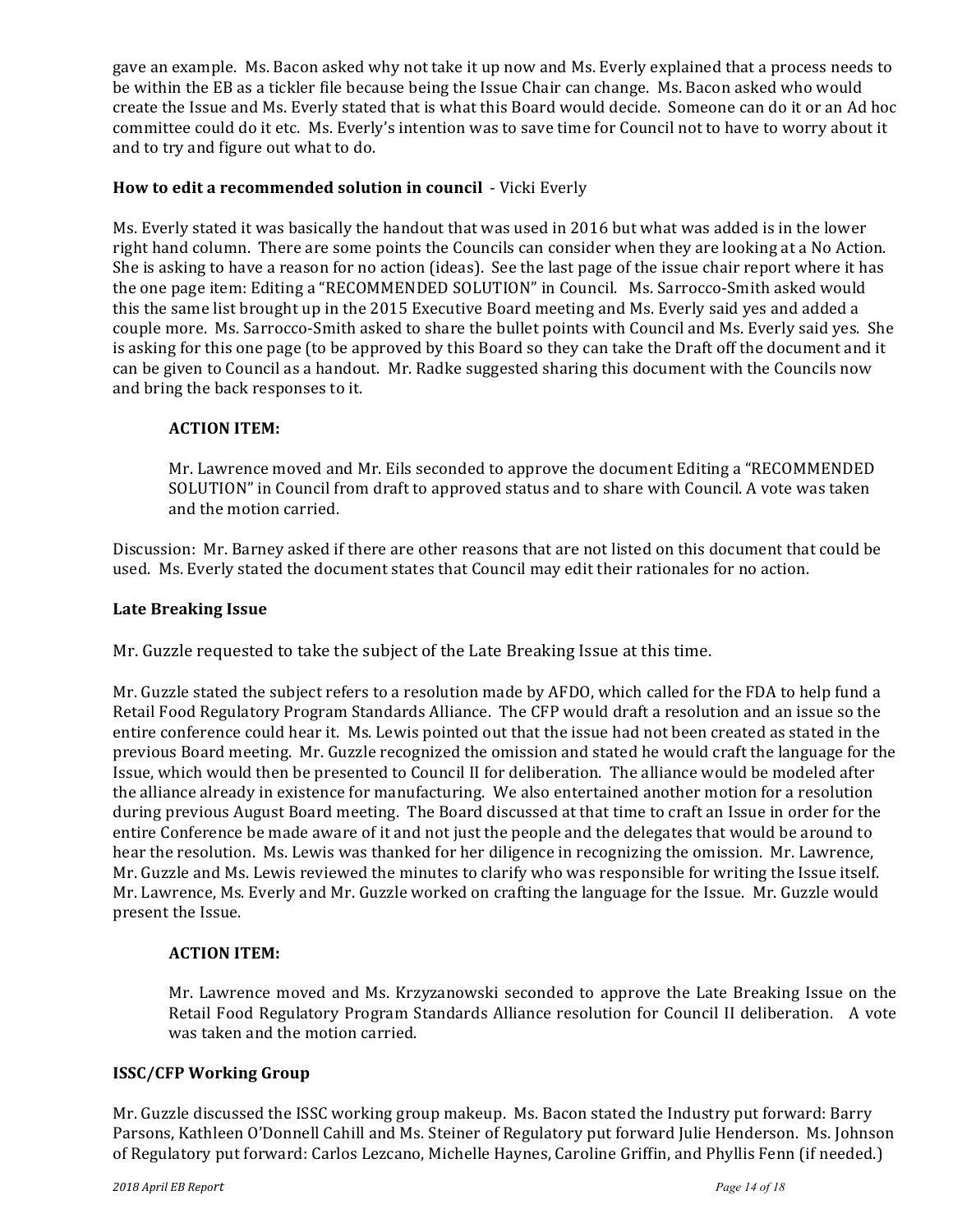gave an example. Ms. Bacon asked why not take it up now and Ms. Everly explained that a process needs to be within the EB as a tickler file because being the Issue Chair can change. Ms. Bacon asked who would create the Issue and Ms. Everly stated that is what this Board would decide. Someone can do it or an Ad hoc committee could do it etc. Ms. Everly's intention was to save time for Council not to have to worry about it and to try and figure out what to do.

**How to edit a recommended solution in council** - Vicki Everly

Ms. Everly stated it was basically the handout that was used in 2016 but what was added is in the lower right hand column. There are some points the Councils can consider when they are looking at a No Action. She is asking to have a reason for no action (ideas). See the last page of the issue chair report where it has the one page item: Editing a "RECOMMENDED SOLUTION" in Council. Ms. Sarrocco-Smith asked would this the same list brought up in the 2015 Executive Board meeting and Ms. Everly said yes and added a couple more. Ms. Sarrocco-Smith asked to share the bullet points with Council and Ms. Everly said yes. She is asking for this one page (to be approved by this Board so they can take the Draft off the document and it can be given to Council as a handout. Mr. Radke suggested sharing this document with the Councils now and bring the back responses to it.

**ACTION ITEM:**

Mr. Lawrence moved and Mr. Eils seconded to approve the document Editing a "RECOMMENDED SOLUTION" in Council from draft to approved status and to share with Council. A vote was taken and the motion carried.

Discussion: Mr. Barney asked if there are other reasons that are not listed on this document that could be used. Ms. Everly stated the document states that Council may edit their rationales for no action.

**Late Breaking Issue**

Mr. Guzzle requested to take the subject of the Late Breaking Issue at this time.

Mr. Guzzle stated the subject refers to a resolution made by AFDO, which called for the FDA to help fund a Retail Food Regulatory Program Standards Alliance. The CFP would draft a resolution and an issue so the entire conference could hear it. Ms. Lewis pointed out that the issue had not been created as stated in the previous Board meeting. Mr. Guzzle recognized the omission and stated he would craft the language for the Issue, which would then be presented to Council II for deliberation. The alliance would be modeled after the alliance already in existence for manufacturing. We also entertained another motion for a resolution during previous August Board meeting. The Board discussed at that time to craft an Issue in order for the entire Conference be made aware of it and not just the people and the delegates that would be around to hear the resolution. Ms. Lewis was thanked for her diligence in recognizing the omission. Mr. Lawrence, Mr. Guzzle and Ms. Lewis reviewed the minutes to clarify who was responsible for writing the Issue itself. Mr. Lawrence, Ms. Everly and Mr. Guzzle worked on crafting the language for the Issue. Mr. Guzzle would present the Issue.

**ACTION ITEM:**

Mr. Lawrence moved and Ms. Krzyzanowski seconded to approve the Late Breaking Issue on the Retail Food Regulatory Program Standards Alliance resolution for Council II deliberation. A vote was taken and the motion carried.

**ISSC/CFP Working Group**

Mr. Guzzle discussed the ISSC working group makeup. Ms. Bacon stated the Industry put forward: Barry Parsons, Kathleen O'Donnell Cahill and Ms. Steiner of Regulatory put forward Julie Henderson. Ms. Johnson of Regulatory put forward: Carlos Lezcano, Michelle Haynes, Caroline Griffin, and Phyllis Fenn (if needed.)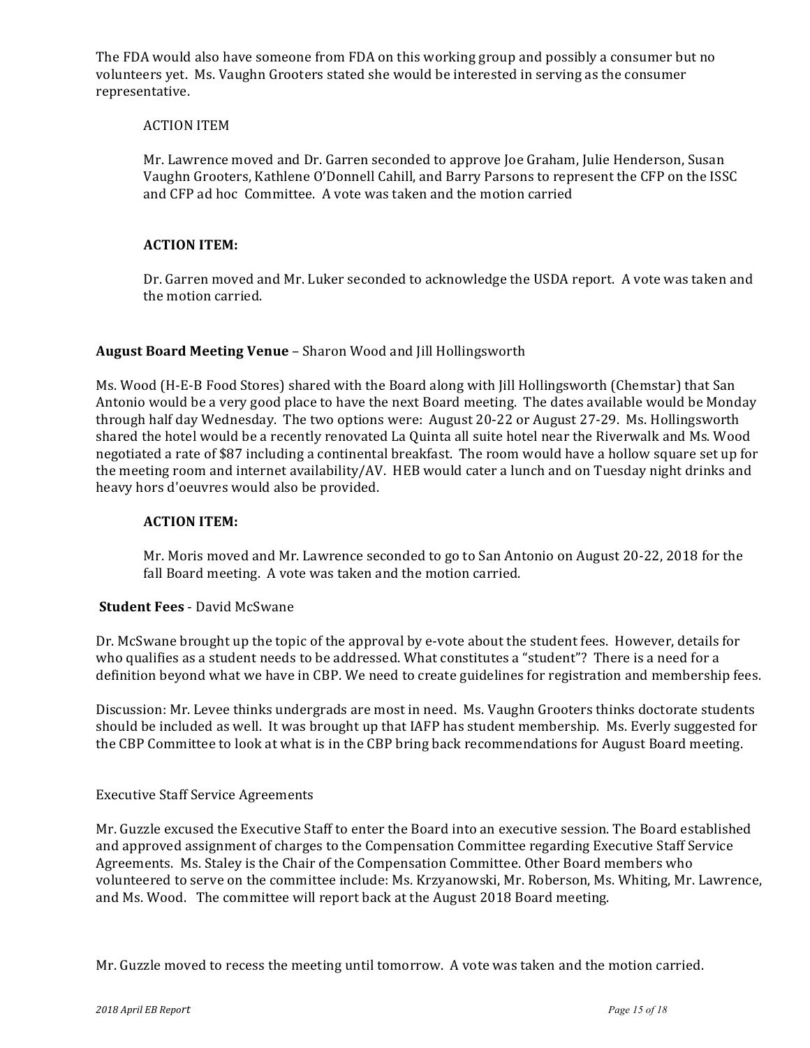The FDA would also have someone from FDA on this working group and possibly a consumer but no volunteers yet. Ms. Vaughn Grooters stated she would be interested in serving as the consumer representative.

> ACTION ITEM
>
> Mr. Lawrence moved and Dr. Garren seconded to approve Joe Graham, Julie Henderson, Susan Vaughn Grooters, Kathlene O'Donnell Cahill, and Barry Parsons to represent the CFP on the ISSC and CFP ad hoc Committee. A vote was taken and the motion carried

> **ACTION ITEM:**
>
> Dr. Garren moved and Mr. Luker seconded to acknowledge the USDA report. A vote was taken and the motion carried.

**August Board Meeting Venue** – Sharon Wood and Jill Hollingsworth

Ms. Wood (H-E-B Food Stores) shared with the Board along with Jill Hollingsworth (Chemstar) that San Antonio would be a very good place to have the next Board meeting. The dates available would be Monday through half day Wednesday. The two options were: August 20-22 or August 27-29. Ms. Hollingsworth shared the hotel would be a recently renovated La Quinta all suite hotel near the Riverwalk and Ms. Wood negotiated a rate of $87 including a continental breakfast. The room would have a hollow square set up for the meeting room and internet availability/AV. HEB would cater a lunch and on Tuesday night drinks and heavy hors d'oeuvres would also be provided.

> **ACTION ITEM:**
>
> Mr. Moris moved and Mr. Lawrence seconded to go to San Antonio on August 20-22, 2018 for the fall Board meeting. A vote was taken and the motion carried.

**Student Fees** - David McSwane

Dr. McSwane brought up the topic of the approval by e-vote about the student fees. However, details for who qualifies as a student needs to be addressed. What constitutes a "student"? There is a need for a definition beyond what we have in CBP. We need to create guidelines for registration and membership fees.

Discussion: Mr. Levee thinks undergrads are most in need. Ms. Vaughn Grooters thinks doctorate students should be included as well. It was brought up that IAFP has student membership. Ms. Everly suggested for the CBP Committee to look at what is in the CBP bring back recommendations for August Board meeting.

Executive Staff Service Agreements

Mr. Guzzle excused the Executive Staff to enter the Board into an executive session. The Board established and approved assignment of charges to the Compensation Committee regarding Executive Staff Service Agreements. Ms. Staley is the Chair of the Compensation Committee. Other Board members who volunteered to serve on the committee include: Ms. Krzyanowski, Mr. Roberson, Ms. Whiting, Mr. Lawrence, and Ms. Wood. The committee will report back at the August 2018 Board meeting.

Mr. Guzzle moved to recess the meeting until tomorrow. A vote was taken and the motion carried.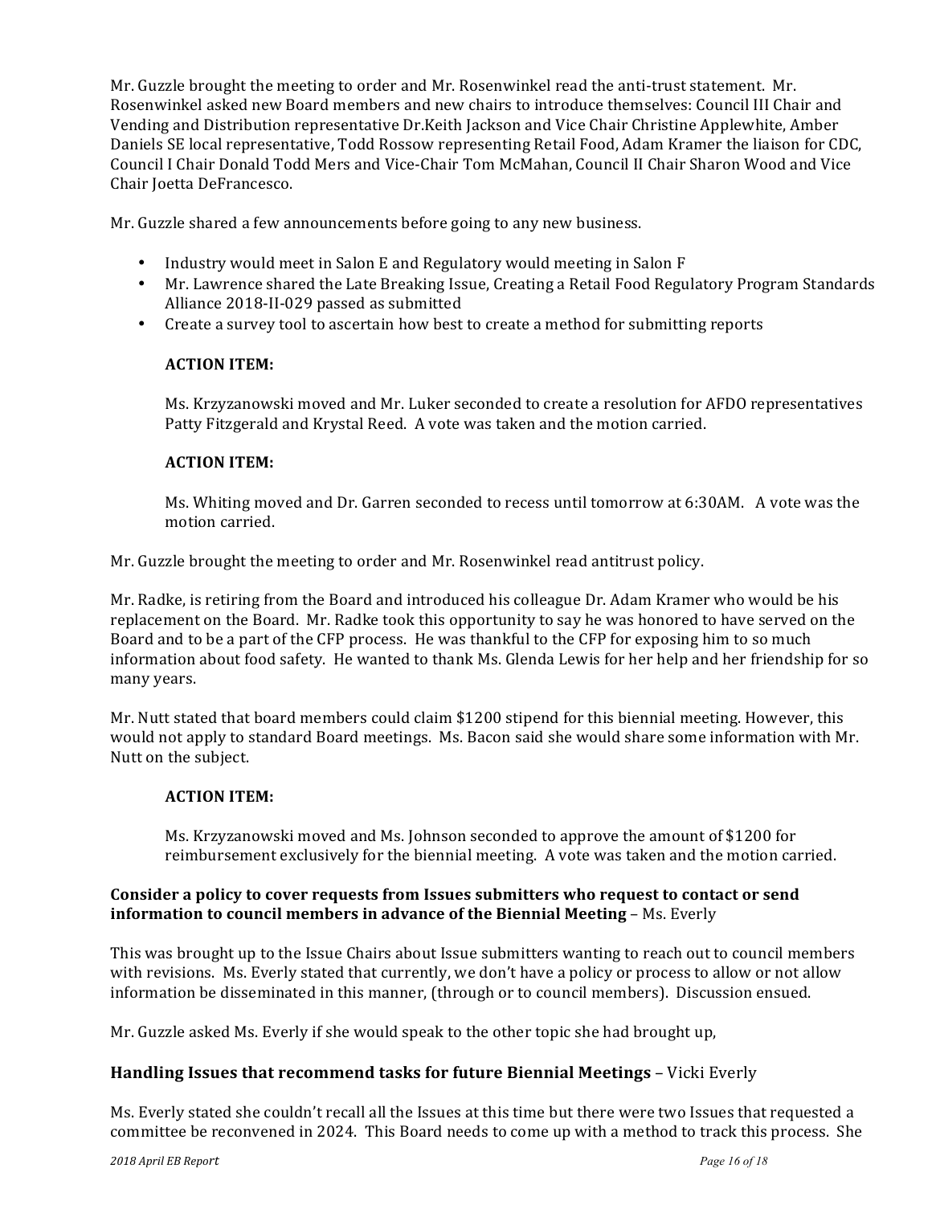Mr. Guzzle brought the meeting to order and Mr. Rosenwinkel read the anti-trust statement. Mr. Rosenwinkel asked new Board members and new chairs to introduce themselves: Council III Chair and Vending and Distribution representative Dr.Keith Jackson and Vice Chair Christine Applewhite, Amber Daniels SE local representative, Todd Rossow representing Retail Food, Adam Kramer the liaison for CDC, Council I Chair Donald Todd Mers and Vice-Chair Tom McMahan, Council II Chair Sharon Wood and Vice Chair Joetta DeFrancesco.

Mr. Guzzle shared a few announcements before going to any new business.

- Industry would meet in Salon E and Regulatory would meeting in Salon F
- Mr. Lawrence shared the Late Breaking Issue, Creating a Retail Food Regulatory Program Standards Alliance 2018-II-029 passed as submitted
- Create a survey tool to ascertain how best to create a method for submitting reports

**ACTION ITEM:**

Ms. Krzyzanowski moved and Mr. Luker seconded to create a resolution for AFDO representatives Patty Fitzgerald and Krystal Reed. A vote was taken and the motion carried.

**ACTION ITEM:**

Ms. Whiting moved and Dr. Garren seconded to recess until tomorrow at 6:30AM. A vote was the motion carried.

Mr. Guzzle brought the meeting to order and Mr. Rosenwinkel read antitrust policy.

Mr. Radke, is retiring from the Board and introduced his colleague Dr. Adam Kramer who would be his replacement on the Board. Mr. Radke took this opportunity to say he was honored to have served on the Board and to be a part of the CFP process. He was thankful to the CFP for exposing him to so much information about food safety. He wanted to thank Ms. Glenda Lewis for her help and her friendship for so many years.

Mr. Nutt stated that board members could claim $1200 stipend for this biennial meeting. However, this would not apply to standard Board meetings. Ms. Bacon said she would share some information with Mr. Nutt on the subject.

**ACTION ITEM:**

Ms. Krzyzanowski moved and Ms. Johnson seconded to approve the amount of $1200 for reimbursement exclusively for the biennial meeting. A vote was taken and the motion carried.

**Consider a policy to cover requests from Issues submitters who request to contact or send information to council members in advance of the Biennial Meeting** – Ms. Everly

This was brought up to the Issue Chairs about Issue submitters wanting to reach out to council members with revisions. Ms. Everly stated that currently, we don't have a policy or process to allow or not allow information be disseminated in this manner, (through or to council members). Discussion ensued.

Mr. Guzzle asked Ms. Everly if she would speak to the other topic she had brought up,

## Handling Issues that recommend tasks for future Biennial Meetings – Vicki Everly

Ms. Everly stated she couldn't recall all the Issues at this time but there were two Issues that requested a committee be reconvened in 2024. This Board needs to come up with a method to track this process. She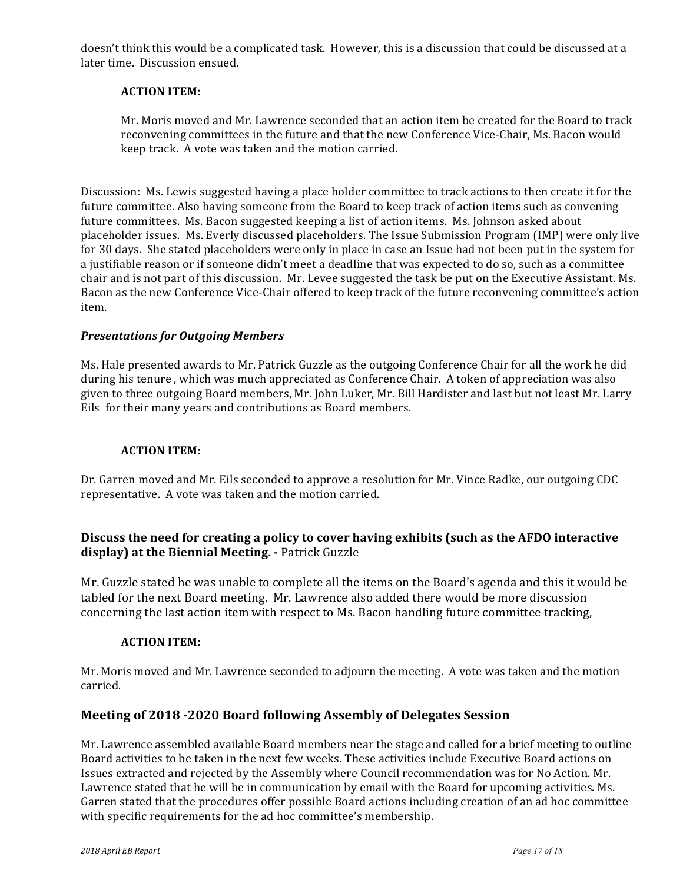doesn't think this would be a complicated task. However, this is a discussion that could be discussed at a later time. Discussion ensued.

**ACTION ITEM:**

Mr. Moris moved and Mr. Lawrence seconded that an action item be created for the Board to track reconvening committees in the future and that the new Conference Vice-Chair, Ms. Bacon would keep track. A vote was taken and the motion carried.

Discussion: Ms. Lewis suggested having a place holder committee to track actions to then create it for the future committee. Also having someone from the Board to keep track of action items such as convening future committees. Ms. Bacon suggested keeping a list of action items. Ms. Johnson asked about placeholder issues. Ms. Everly discussed placeholders. The Issue Submission Program (IMP) were only live for 30 days. She stated placeholders were only in place in case an Issue had not been put in the system for a justifiable reason or if someone didn't meet a deadline that was expected to do so, such as a committee chair and is not part of this discussion. Mr. Levee suggested the task be put on the Executive Assistant. Ms. Bacon as the new Conference Vice-Chair offered to keep track of the future reconvening committee's action item.

***Presentations for Outgoing Members***

Ms. Hale presented awards to Mr. Patrick Guzzle as the outgoing Conference Chair for all the work he did during his tenure , which was much appreciated as Conference Chair. A token of appreciation was also given to three outgoing Board members, Mr. John Luker, Mr. Bill Hardister and last but not least Mr. Larry Eils for their many years and contributions as Board members.

**ACTION ITEM:**

Dr. Garren moved and Mr. Eils seconded to approve a resolution for Mr. Vince Radke, our outgoing CDC representative. A vote was taken and the motion carried.

### Discuss the need for creating a policy to cover having exhibits (such as the AFDO interactive display) at the Biennial Meeting. - Patrick Guzzle

Mr. Guzzle stated he was unable to complete all the items on the Board's agenda and this it would be tabled for the next Board meeting. Mr. Lawrence also added there would be more discussion concerning the last action item with respect to Ms. Bacon handling future committee tracking,

**ACTION ITEM:**

Mr. Moris moved and Mr. Lawrence seconded to adjourn the meeting. A vote was taken and the motion carried.

## Meeting of 2018 -2020 Board following Assembly of Delegates Session

Mr. Lawrence assembled available Board members near the stage and called for a brief meeting to outline Board activities to be taken in the next few weeks. These activities include Executive Board actions on Issues extracted and rejected by the Assembly where Council recommendation was for No Action. Mr. Lawrence stated that he will be in communication by email with the Board for upcoming activities. Ms. Garren stated that the procedures offer possible Board actions including creation of an ad hoc committee with specific requirements for the ad hoc committee's membership.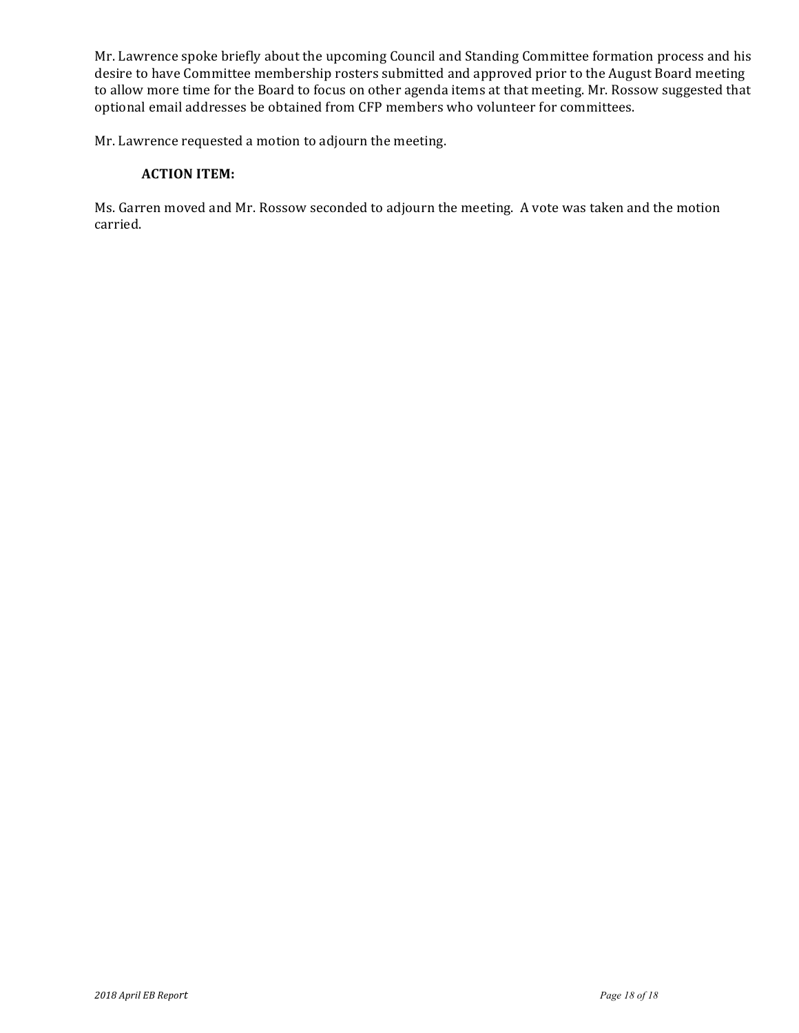Mr. Lawrence spoke briefly about the upcoming Council and Standing Committee formation process and his desire to have Committee membership rosters submitted and approved prior to the August Board meeting to allow more time for the Board to focus on other agenda items at that meeting. Mr. Rossow suggested that optional email addresses be obtained from CFP members who volunteer for committees.

Mr. Lawrence requested a motion to adjourn the meeting.

**ACTION ITEM:**

Ms. Garren moved and Mr. Rossow seconded to adjourn the meeting. A vote was taken and the motion carried.